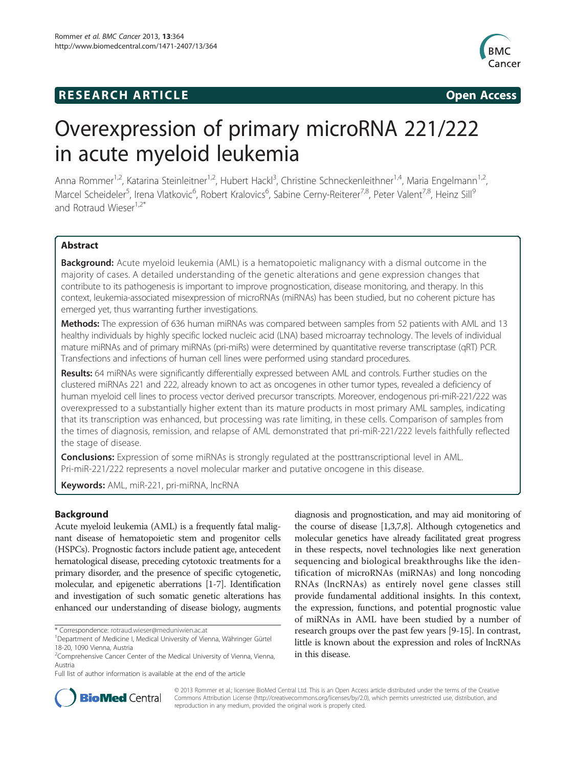RESEARCH ARTICLE

Open Access

# Overexpression of primary microRNA 221/222 in acute myeloid leukemia

Anna Rommer[1,2], Katarina Steinleitner[1,2], Hubert Hackl[3], Christine Schneckenleithner[1,4], Maria Engelmann[1,2], Marcel Scheideler[5], Irena Vlatkovic[6], Robert Kralovics[6], Sabine Cerny-Reiterer[7,8], Peter Valent[7,8], Heinz Sill[9] and Rotraud Wieser[1,2*]

## Abstract

**Background:** Acute myeloid leukemia (AML) is a hematopoietic malignancy with a dismal outcome in the majority of cases. A detailed understanding of the genetic alterations and gene expression changes that contribute to its pathogenesis is important to improve prognostication, disease monitoring, and therapy. In this context, leukemia-associated misexpression of microRNAs (miRNAs) has been studied, but no coherent picture has emerged yet, thus warranting further investigations.

**Methods:** The expression of 636 human miRNAs was compared between samples from 52 patients with AML and 13 healthy individuals by highly specific locked nucleic acid (LNA) based microarray technology. The levels of individual mature miRNAs and of primary miRNAs (pri-miRs) were determined by quantitative reverse transcriptase (qRT) PCR. Transfections and infections of human cell lines were performed using standard procedures.

**Results:** 64 miRNAs were significantly differentially expressed between AML and controls. Further studies on the clustered miRNAs 221 and 222, already known to act as oncogenes in other tumor types, revealed a deficiency of human myeloid cell lines to process vector derived precursor transcripts. Moreover, endogenous pri-miR-221/222 was overexpressed to a substantially higher extent than its mature products in most primary AML samples, indicating that its transcription was enhanced, but processing was rate limiting, in these cells. Comparison of samples from the times of diagnosis, remission, and relapse of AML demonstrated that pri-miR-221/222 levels faithfully reflected the stage of disease.

**Conclusions:** Expression of some miRNAs is strongly regulated at the posttranscriptional level in AML. Pri-miR-221/222 represents a novel molecular marker and putative oncogene in this disease.

**Keywords:** AML, miR-221, pri-miRNA, lncRNA

## Background

Acute myeloid leukemia (AML) is a frequently fatal malignant disease of hematopoietic stem and progenitor cells (HSPCs). Prognostic factors include patient age, antecedent hematological disease, preceding cytotoxic treatments for a primary disorder, and the presence of specific cytogenetic, molecular, and epigenetic aberrations [1-7]. Identification and investigation of such somatic genetic alterations has enhanced our understanding of disease biology, augments diagnosis and prognostication, and may aid monitoring of the course of disease [1,3,7,8]. Although cytogenetics and molecular genetics have already facilitated great progress in these respects, novel technologies like next generation sequencing and biological breakthroughs like the identification of microRNAs (miRNAs) and long noncoding RNAs (lncRNAs) as entirely novel gene classes still provide fundamental additional insights. In this context, the expression, functions, and potential prognostic value of miRNAs in AML have been studied by a number of research groups over the past few years [9-15]. In contrast, little is known about the expression and roles of lncRNAs in this disease.

* Correspondence: rotraud.wieser@meduniwien.ac.at
[1]Department of Medicine I, Medical University of Vienna, Währinger Gürtel 18-20, 1090 Vienna, Austria
[2]Comprehensive Cancer Center of the Medical University of Vienna, Vienna, Austria
Full list of author information is available at the end of the article

© 2013 Rommer et al.; licensee BioMed Central Ltd. This is an Open Access article distributed under the terms of the Creative Commons Attribution License (http://creativecommons.org/licenses/by/2.0), which permits unrestricted use, distribution, and reproduction in any medium, provided the original work is properly cited.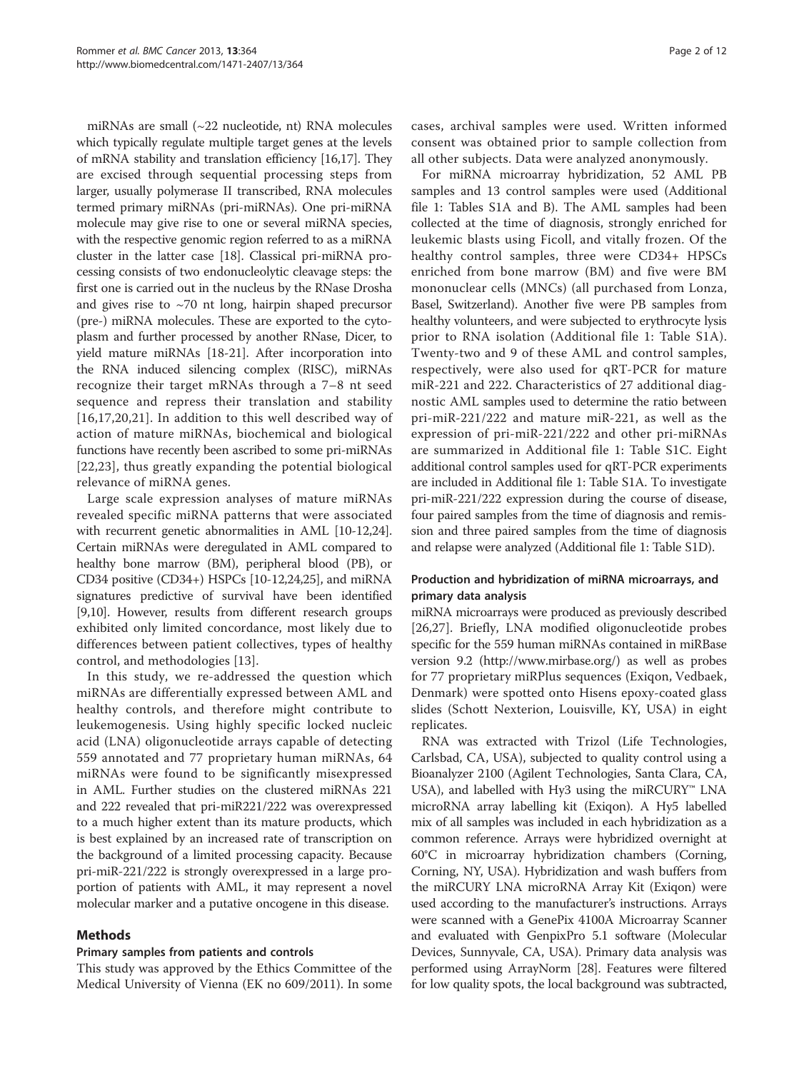miRNAs are small (~22 nucleotide, nt) RNA molecules which typically regulate multiple target genes at the levels of mRNA stability and translation efficiency [16,17]. They are excised through sequential processing steps from larger, usually polymerase II transcribed, RNA molecules termed primary miRNAs (pri-miRNAs). One pri-miRNA molecule may give rise to one or several miRNA species, with the respective genomic region referred to as a miRNA cluster in the latter case [18]. Classical pri-miRNA processing consists of two endonucleolytic cleavage steps: the first one is carried out in the nucleus by the RNase Drosha and gives rise to ~70 nt long, hairpin shaped precursor (pre-) miRNA molecules. These are exported to the cytoplasm and further processed by another RNase, Dicer, to yield mature miRNAs [18-21]. After incorporation into the RNA induced silencing complex (RISC), miRNAs recognize their target mRNAs through a 7–8 nt seed sequence and repress their translation and stability [16,17,20,21]. In addition to this well described way of action of mature miRNAs, biochemical and biological functions have recently been ascribed to some pri-miRNAs [22,23], thus greatly expanding the potential biological relevance of miRNA genes.

Large scale expression analyses of mature miRNAs revealed specific miRNA patterns that were associated with recurrent genetic abnormalities in AML [10-12,24]. Certain miRNAs were deregulated in AML compared to healthy bone marrow (BM), peripheral blood (PB), or CD34 positive (CD34+) HSPCs [10-12,24,25], and miRNA signatures predictive of survival have been identified [9,10]. However, results from different research groups exhibited only limited concordance, most likely due to differences between patient collectives, types of healthy control, and methodologies [13].

In this study, we re-addressed the question which miRNAs are differentially expressed between AML and healthy controls, and therefore might contribute to leukemogenesis. Using highly specific locked nucleic acid (LNA) oligonucleotide arrays capable of detecting 559 annotated and 77 proprietary human miRNAs, 64 miRNAs were found to be significantly misexpressed in AML. Further studies on the clustered miRNAs 221 and 222 revealed that pri-miR221/222 was overexpressed to a much higher extent than its mature products, which is best explained by an increased rate of transcription on the background of a limited processing capacity. Because pri-miR-221/222 is strongly overexpressed in a large proportion of patients with AML, it may represent a novel molecular marker and a putative oncogene in this disease.

## Methods

### Primary samples from patients and controls

This study was approved by the Ethics Committee of the Medical University of Vienna (EK no 609/2011). In some cases, archival samples were used. Written informed consent was obtained prior to sample collection from all other subjects. Data were analyzed anonymously.

For miRNA microarray hybridization, 52 AML PB samples and 13 control samples were used (Additional file 1: Tables S1A and B). The AML samples had been collected at the time of diagnosis, strongly enriched for leukemic blasts using Ficoll, and vitally frozen. Of the healthy control samples, three were CD34+ HPSCs enriched from bone marrow (BM) and five were BM mononuclear cells (MNCs) (all purchased from Lonza, Basel, Switzerland). Another five were PB samples from healthy volunteers, and were subjected to erythrocyte lysis prior to RNA isolation (Additional file 1: Table S1A). Twenty-two and 9 of these AML and control samples, respectively, were also used for qRT-PCR for mature miR-221 and 222. Characteristics of 27 additional diagnostic AML samples used to determine the ratio between pri-miR-221/222 and mature miR-221, as well as the expression of pri-miR-221/222 and other pri-miRNAs are summarized in Additional file 1: Table S1C. Eight additional control samples used for qRT-PCR experiments are included in Additional file 1: Table S1A. To investigate pri-miR-221/222 expression during the course of disease, four paired samples from the time of diagnosis and remission and three paired samples from the time of diagnosis and relapse were analyzed (Additional file 1: Table S1D).

### Production and hybridization of miRNA microarrays, and primary data analysis

miRNA microarrays were produced as previously described [26,27]. Briefly, LNA modified oligonucleotide probes specific for the 559 human miRNAs contained in miRBase version 9.2 (http://www.mirbase.org/) as well as probes for 77 proprietary miRPlus sequences (Exiqon, Vedbaek, Denmark) were spotted onto Hisens epoxy-coated glass slides (Schott Nexterion, Louisville, KY, USA) in eight replicates.

RNA was extracted with Trizol (Life Technologies, Carlsbad, CA, USA), subjected to quality control using a Bioanalyzer 2100 (Agilent Technologies, Santa Clara, CA, USA), and labelled with Hy3 using the miRCURY™ LNA microRNA array labelling kit (Exiqon). A Hy5 labelled mix of all samples was included in each hybridization as a common reference. Arrays were hybridized overnight at 60°C in microarray hybridization chambers (Corning, Corning, NY, USA). Hybridization and wash buffers from the miRCURY LNA microRNA Array Kit (Exiqon) were used according to the manufacturer's instructions. Arrays were scanned with a GenePix 4100A Microarray Scanner and evaluated with GenpixPro 5.1 software (Molecular Devices, Sunnyvale, CA, USA). Primary data analysis was performed using ArrayNorm [28]. Features were filtered for low quality spots, the local background was subtracted,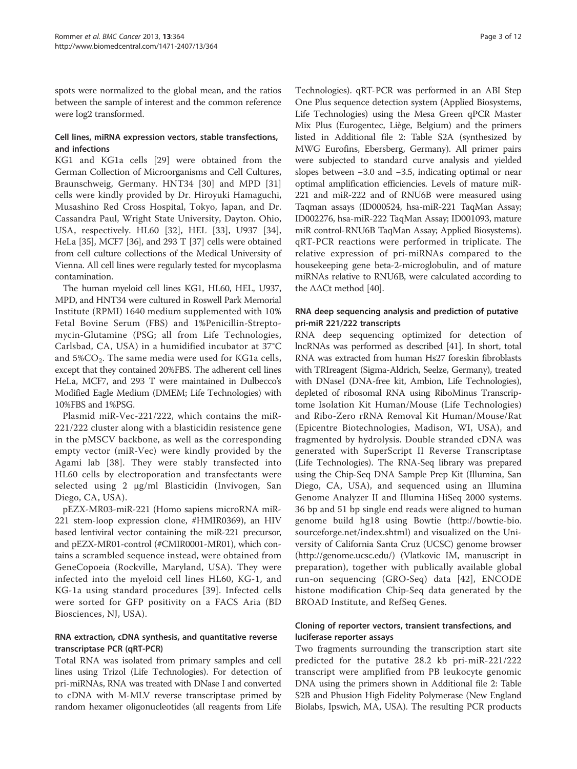spots were normalized to the global mean, and the ratios between the sample of interest and the common reference were log2 transformed.

### Cell lines, miRNA expression vectors, stable transfections, and infections

KG1 and KG1a cells [29] were obtained from the German Collection of Microorganisms and Cell Cultures, Braunschweig, Germany. HNT34 [30] and MPD [31] cells were kindly provided by Dr. Hiroyuki Hamaguchi, Musashino Red Cross Hospital, Tokyo, Japan, and Dr. Cassandra Paul, Wright State University, Dayton. Ohio, USA, respectively. HL60 [32], HEL [33], U937 [34], HeLa [35], MCF7 [36], and 293 T [37] cells were obtained from cell culture collections of the Medical University of Vienna. All cell lines were regularly tested for mycoplasma contamination.

The human myeloid cell lines KG1, HL60, HEL, U937, MPD, and HNT34 were cultured in Roswell Park Memorial Institute (RPMI) 1640 medium supplemented with 10% Fetal Bovine Serum (FBS) and 1%Penicillin-Streptomycin-Glutamine (PSG; all from Life Technologies, Carlsbad, CA, USA) in a humidified incubator at 37°C and 5%$CO_2$. The same media were used for KG1a cells, except that they contained 20%FBS. The adherent cell lines HeLa, MCF7, and 293 T were maintained in Dulbecco's Modified Eagle Medium (DMEM; Life Technologies) with 10%FBS and 1%PSG.

Plasmid miR-Vec-221/222, which contains the miR-221/222 cluster along with a blasticidin resistence gene in the pMSCV backbone, as well as the corresponding empty vector (miR-Vec) were kindly provided by the Agami lab [38]. They were stably transfected into HL60 cells by electroporation and transfectants were selected using 2 μg/ml Blasticidin (Invivogen, San Diego, CA, USA).

pEZX-MR03-miR-221 (Homo sapiens microRNA miR-221 stem-loop expression clone, #HMIR0369), an HIV based lentiviral vector containing the miR-221 precursor, and pEZX-MR01-control (#CMIR0001-MR01), which contains a scrambled sequence instead, were obtained from GeneCopoeia (Rockville, Maryland, USA). They were infected into the myeloid cell lines HL60, KG-1, and KG-1a using standard procedures [39]. Infected cells were sorted for GFP positivity on a FACS Aria (BD Biosciences, NJ, USA).

### RNA extraction, cDNA synthesis, and quantitative reverse transcriptase PCR (qRT-PCR)

Total RNA was isolated from primary samples and cell lines using Trizol (Life Technologies). For detection of pri-miRNAs, RNA was treated with DNase I and converted to cDNA with M-MLV reverse transcriptase primed by random hexamer oligonucleotides (all reagents from Life Technologies). qRT-PCR was performed in an ABI Step One Plus sequence detection system (Applied Biosystems, Life Technologies) using the Mesa Green qPCR Master Mix Plus (Eurogentec, Liège, Belgium) and the primers listed in Additional file 2: Table S2A (synthesized by MWG Eurofins, Ebersberg, Germany). All primer pairs were subjected to standard curve analysis and yielded slopes between −3.0 and −3.5, indicating optimal or near optimal amplification efficiencies. Levels of mature miR-221 and miR-222 and of RNU6B were measured using Taqman assays (ID000524, hsa-miR-221 TaqMan Assay; ID002276, hsa-miR-222 TaqMan Assay; ID001093, mature miR control-RNU6B TaqMan Assay; Applied Biosystems). qRT-PCR reactions were performed in triplicate. The relative expression of pri-miRNAs compared to the housekeeping gene beta-2-microglobulin, and of mature miRNAs relative to RNU6B, were calculated according to the $\Delta\Delta$Ct method [40].

### RNA deep sequencing analysis and prediction of putative pri-miR 221/222 transcripts

RNA deep sequencing optimized for detection of lncRNAs was performed as described [41]. In short, total RNA was extracted from human Hs27 foreskin fibroblasts with TRIreagent (Sigma-Aldrich, Seelze, Germany), treated with DNaseI (DNA-free kit, Ambion, Life Technologies), depleted of ribosomal RNA using RiboMinus Transcriptome Isolation Kit Human/Mouse (Life Technologies) and Ribo-Zero rRNA Removal Kit Human/Mouse/Rat (Epicentre Biotechnologies, Madison, WI, USA), and fragmented by hydrolysis. Double stranded cDNA was generated with SuperScript II Reverse Transcriptase (Life Technologies). The RNA-Seq library was prepared using the Chip-Seq DNA Sample Prep Kit (Illumina, San Diego, CA, USA), and sequenced using an Illumina Genome Analyzer II and Illumina HiSeq 2000 systems. 36 bp and 51 bp single end reads were aligned to human genome build hg18 using Bowtie (http://bowtie-bio.sourceforge.net/index.shtml) and visualized on the University of California Santa Cruz (UCSC) genome browser (http://genome.ucsc.edu/) (Vlatkovic IM, manuscript in preparation), together with publically available global run-on sequencing (GRO-Seq) data [42], ENCODE histone modification Chip-Seq data generated by the BROAD Institute, and RefSeq Genes.

### Cloning of reporter vectors, transient transfections, and luciferase reporter assays

Two fragments surrounding the transcription start site predicted for the putative 28.2 kb pri-miR-221/222 transcript were amplified from PB leukocyte genomic DNA using the primers shown in Additional file 2: Table S2B and Phusion High Fidelity Polymerase (New England Biolabs, Ipswich, MA, USA). The resulting PCR products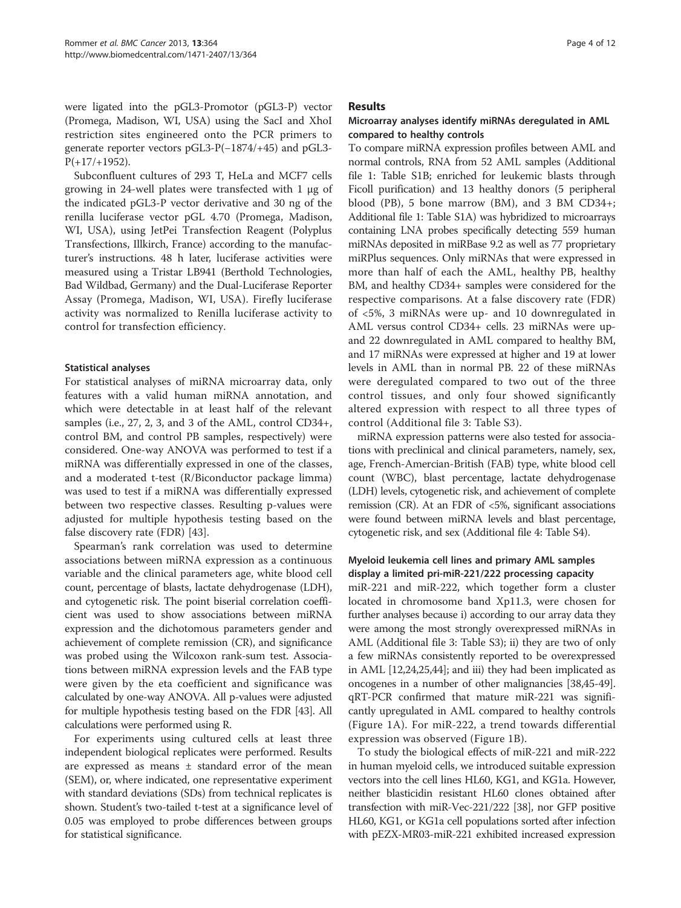were ligated into the pGL3-Promotor (pGL3-P) vector (Promega, Madison, WI, USA) using the SacI and XhoI restriction sites engineered onto the PCR primers to generate reporter vectors pGL3-P(−1874/+45) and pGL3-P(+17/+1952).

Subconfluent cultures of 293 T, HeLa and MCF7 cells growing in 24-well plates were transfected with 1 μg of the indicated pGL3-P vector derivative and 30 ng of the renilla luciferase vector pGL 4.70 (Promega, Madison, WI, USA), using JetPei Transfection Reagent (Polyplus Transfections, Illkirch, France) according to the manufacturer's instructions. 48 h later, luciferase activities were measured using a Tristar LB941 (Berthold Technologies, Bad Wildbad, Germany) and the Dual-Luciferase Reporter Assay (Promega, Madison, WI, USA). Firefly luciferase activity was normalized to Renilla luciferase activity to control for transfection efficiency.

### Statistical analyses

For statistical analyses of miRNA microarray data, only features with a valid human miRNA annotation, and which were detectable in at least half of the relevant samples (i.e., 27, 2, 3, and 3 of the AML, control CD34+, control BM, and control PB samples, respectively) were considered. One-way ANOVA was performed to test if a miRNA was differentially expressed in one of the classes, and a moderated t-test (R/Biconductor package limma) was used to test if a miRNA was differentially expressed between two respective classes. Resulting p-values were adjusted for multiple hypothesis testing based on the false discovery rate (FDR) [43].

Spearman's rank correlation was used to determine associations between miRNA expression as a continuous variable and the clinical parameters age, white blood cell count, percentage of blasts, lactate dehydrogenase (LDH), and cytogenetic risk. The point biserial correlation coefficient was used to show associations between miRNA expression and the dichotomous parameters gender and achievement of complete remission (CR), and significance was probed using the Wilcoxon rank-sum test. Associations between miRNA expression levels and the FAB type were given by the eta coefficient and significance was calculated by one-way ANOVA. All p-values were adjusted for multiple hypothesis testing based on the FDR [43]. All calculations were performed using R.

For experiments using cultured cells at least three independent biological replicates were performed. Results are expressed as means ± standard error of the mean (SEM), or, where indicated, one representative experiment with standard deviations (SDs) from technical replicates is shown. Student's two-tailed t-test at a significance level of 0.05 was employed to probe differences between groups for statistical significance.

## Results

### Microarray analyses identify miRNAs deregulated in AML compared to healthy controls

To compare miRNA expression profiles between AML and normal controls, RNA from 52 AML samples (Additional file 1: Table S1B; enriched for leukemic blasts through Ficoll purification) and 13 healthy donors (5 peripheral blood (PB), 5 bone marrow (BM), and 3 BM CD34+; Additional file 1: Table S1A) was hybridized to microarrays containing LNA probes specifically detecting 559 human miRNAs deposited in miRBase 9.2 as well as 77 proprietary miRPlus sequences. Only miRNAs that were expressed in more than half of each the AML, healthy PB, healthy BM, and healthy CD34+ samples were considered for the respective comparisons. At a false discovery rate (FDR) of <5%, 3 miRNAs were up- and 10 downregulated in AML versus control CD34+ cells. 23 miRNAs were up- and 22 downregulated in AML compared to healthy BM, and 17 miRNAs were expressed at higher and 19 at lower levels in AML than in normal PB. 22 of these miRNAs were deregulated compared to two out of the three control tissues, and only four showed significantly altered expression with respect to all three types of control (Additional file 3: Table S3).

miRNA expression patterns were also tested for associations with preclinical and clinical parameters, namely, sex, age, French-Amercian-British (FAB) type, white blood cell count (WBC), blast percentage, lactate dehydrogenase (LDH) levels, cytogenetic risk, and achievement of complete remission (CR). At an FDR of <5%, significant associations were found between miRNA levels and blast percentage, cytogenetic risk, and sex (Additional file 4: Table S4).

### Myeloid leukemia cell lines and primary AML samples display a limited pri-miR-221/222 processing capacity

miR-221 and miR-222, which together form a cluster located in chromosome band Xp11.3, were chosen for further analyses because i) according to our array data they were among the most strongly overexpressed miRNAs in AML (Additional file 3: Table S3); ii) they are two of only a few miRNAs consistently reported to be overexpressed in AML [12,24,25,44]; and iii) they had been implicated as oncogenes in a number of other malignancies [38,45-49]. qRT-PCR confirmed that mature miR-221 was significantly upregulated in AML compared to healthy controls (Figure 1A). For miR-222, a trend towards differential expression was observed (Figure 1B).

To study the biological effects of miR-221 and miR-222 in human myeloid cells, we introduced suitable expression vectors into the cell lines HL60, KG1, and KG1a. However, neither blasticidin resistant HL60 clones obtained after transfection with miR-Vec-221/222 [38], nor GFP positive HL60, KG1, or KG1a cell populations sorted after infection with pEZX-MR03-miR-221 exhibited increased expression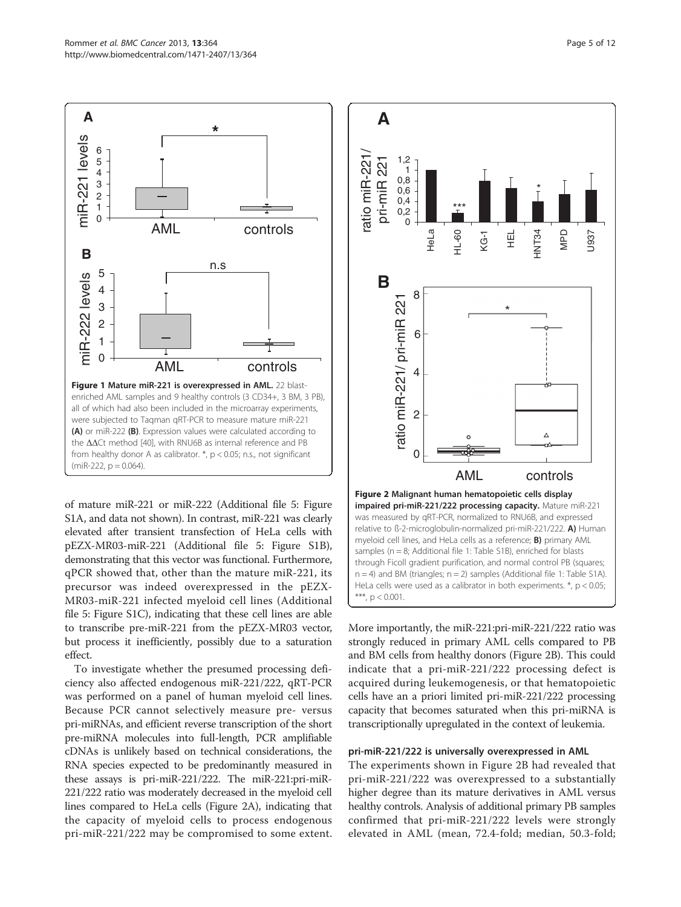**Figure 1 Mature miR-221 is overexpressed in AML.** 22 blast-enriched AML samples and 9 healthy controls (3 CD34+, 3 BM, 3 PB), all of which had also been included in the microarray experiments, were subjected to Taqman qRT-PCR to measure mature miR-221 **(A)** or miR-222 **(B)**. Expression values were calculated according to the ΔΔCt method [40], with RNU6B as internal reference and PB from healthy donor A as calibrator. *, $p < 0.05$; n.s., not significant (miR-222, $p = 0.064$).

**Figure 2 Malignant human hematopoietic cells display impaired pri-miR-221/222 processing capacity.** Mature miR-221 was measured by qRT-PCR, normalized to RNU6B, and expressed relative to ß-2-microglobulin-normalized pri-miR-221/222. **A)** Human myeloid cell lines, and HeLa cells as a reference; **B)** primary AML samples (n = 8; Additional file 1: Table S1B), enriched for blasts through Ficoll gradient purification, and normal control PB (squares; n = 4) and BM (triangles; n = 2) samples (Additional file 1: Table S1A). HeLa cells were used as a calibrator in both experiments. *, $p < 0.05$; ***, $p < 0.001$.

of mature miR-221 or miR-222 (Additional file 5: Figure S1A, and data not shown). In contrast, miR-221 was clearly elevated after transient transfection of HeLa cells with pEZX-MR03-miR-221 (Additional file 5: Figure S1B), demonstrating that this vector was functional. Furthermore, qPCR showed that, other than the mature miR-221, its precursor was indeed overexpressed in the pEZX-MR03-miR-221 infected myeloid cell lines (Additional file 5: Figure S1C), indicating that these cell lines are able to transcribe pre-miR-221 from the pEZX-MR03 vector, but process it inefficiently, possibly due to a saturation effect.

To investigate whether the presumed processing deficiency also affected endogenous miR-221/222, qRT-PCR was performed on a panel of human myeloid cell lines. Because PCR cannot selectively measure pre- versus pri-miRNAs, and efficient reverse transcription of the short pre-miRNA molecules into full-length, PCR amplifiable cDNAs is unlikely based on technical considerations, the RNA species expected to be predominantly measured in these assays is pri-miR-221/222. The miR-221:pri-miR-221/222 ratio was moderately decreased in the myeloid cell lines compared to HeLa cells (Figure 2A), indicating that the capacity of myeloid cells to process endogenous pri-miR-221/222 may be compromised to some extent. More importantly, the miR-221:pri-miR-221/222 ratio was strongly reduced in primary AML cells compared to PB and BM cells from healthy donors (Figure 2B). This could indicate that a pri-miR-221/222 processing defect is acquired during leukemogenesis, or that hematopoietic cells have an a priori limited pri-miR-221/222 processing capacity that becomes saturated when this pri-miRNA is transcriptionally upregulated in the context of leukemia.

### pri-miR-221/222 is universally overexpressed in AML

The experiments shown in Figure 2B had revealed that pri-miR-221/222 was overexpressed to a substantially higher degree than its mature derivatives in AML versus healthy controls. Analysis of additional primary PB samples confirmed that pri-miR-221/222 levels were strongly elevated in AML (mean, 72.4-fold; median, 50.3-fold;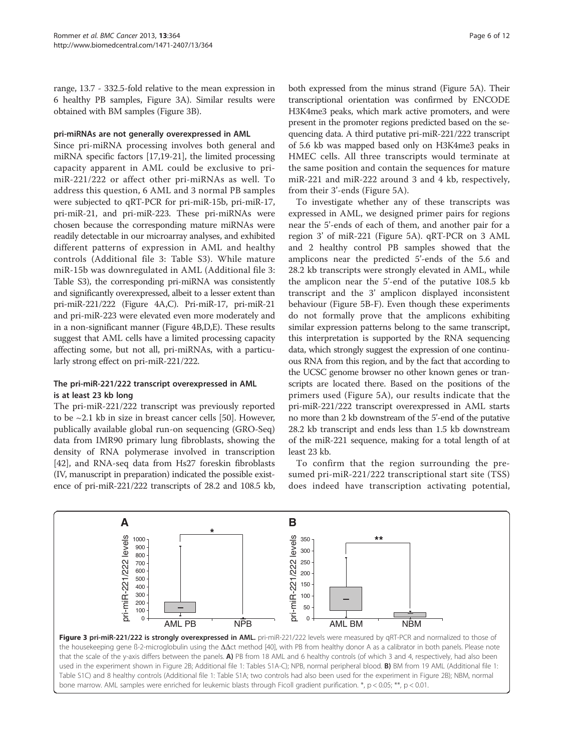range, 13.7 - 332.5-fold relative to the mean expression in 6 healthy PB samples, Figure 3A). Similar results were obtained with BM samples (Figure 3B).

#### pri-miRNAs are not generally overexpressed in AML

Since pri-miRNA processing involves both general and miRNA specific factors [17,19-21], the limited processing capacity apparent in AML could be exclusive to pri-miR-221/222 or affect other pri-miRNAs as well. To address this question, 6 AML and 3 normal PB samples were subjected to qRT-PCR for pri-miR-15b, pri-miR-17, pri-miR-21, and pri-miR-223. These pri-miRNAs were chosen because the corresponding mature miRNAs were readily detectable in our microarray analyses, and exhibited different patterns of expression in AML and healthy controls (Additional file 3: Table S3). While mature miR-15b was downregulated in AML (Additional file 3: Table S3), the corresponding pri-miRNA was consistently and significantly overexpressed, albeit to a lesser extent than pri-miR-221/222 (Figure 4A,C). Pri-miR-17, pri-miR-21 and pri-miR-223 were elevated even more moderately and in a non-significant manner (Figure 4B,D,E). These results suggest that AML cells have a limited processing capacity affecting some, but not all, pri-miRNAs, with a particularly strong effect on pri-miR-221/222.

#### The pri-miR-221/222 transcript overexpressed in AML is at least 23 kb long

The pri-miR-221/222 transcript was previously reported to be ~2.1 kb in size in breast cancer cells [50]. However, publically available global run-on sequencing (GRO-Seq) data from IMR90 primary lung fibroblasts, showing the density of RNA polymerase involved in transcription [42], and RNA-seq data from Hs27 foreskin fibroblasts (IV, manuscript in preparation) indicated the possible existence of pri-miR-221/222 transcripts of 28.2 and 108.5 kb, both expressed from the minus strand (Figure 5A). Their transcriptional orientation was confirmed by ENCODE H3K4me3 peaks, which mark active promoters, and were present in the promoter regions predicted based on the sequencing data. A third putative pri-miR-221/222 transcript of 5.6 kb was mapped based only on H3K4me3 peaks in HMEC cells. All three transcripts would terminate at the same position and contain the sequences for mature miR-221 and miR-222 around 3 and 4 kb, respectively, from their 3'-ends (Figure 5A).

To investigate whether any of these transcripts was expressed in AML, we designed primer pairs for regions near the 5'-ends of each of them, and another pair for a region 3' of miR-221 (Figure 5A). qRT-PCR on 3 AML and 2 healthy control PB samples showed that the amplicons near the predicted 5'-ends of the 5.6 and 28.2 kb transcripts were strongly elevated in AML, while the amplicon near the 5'-end of the putative 108.5 kb transcript and the 3' amplicon displayed inconsistent behaviour (Figure 5B-F). Even though these experiments do not formally prove that the amplicons exhibiting similar expression patterns belong to the same transcript, this interpretation is supported by the RNA sequencing data, which strongly suggest the expression of one continuous RNA from this region, and by the fact that according to the UCSC genome browser no other known genes or transcripts are located there. Based on the positions of the primers used (Figure 5A), our results indicate that the pri-miR-221/222 transcript overexpressed in AML starts no more than 2 kb downstream of the 5'-end of the putative 28.2 kb transcript and ends less than 1.5 kb downstream of the miR-221 sequence, making for a total length of at least 23 kb.

To confirm that the region surrounding the presumed pri-miR-221/222 transcriptional start site (TSS) does indeed have transcription activating potential,

**Figure 3 pri-miR-221/222 is strongly overexpressed in AML.** pri-miR-221/222 levels were measured by qRT-PCR and normalized to those of the housekeeping gene ß-2-microglobulin using the ΔΔct method [40], with PB from healthy donor A as a calibrator in both panels. Please note that the scale of the y-axis differs between the panels. **A)** PB from 18 AML and 6 healthy controls (of which 3 and 4, respectively, had also been used in the experiment shown in Figure 2B; Additional file 1: Tables S1A-C); NPB, normal peripheral blood. **B)** BM from 19 AML (Additional file 1: Table S1C) and 8 healthy controls (Additional file 1: Table S1A; two controls had also been used for the experiment in Figure 2B); NBM, normal bone marrow. AML samples were enriched for leukemic blasts through Ficoll gradient purification. *, $p < 0.05$; **, $p < 0.01$.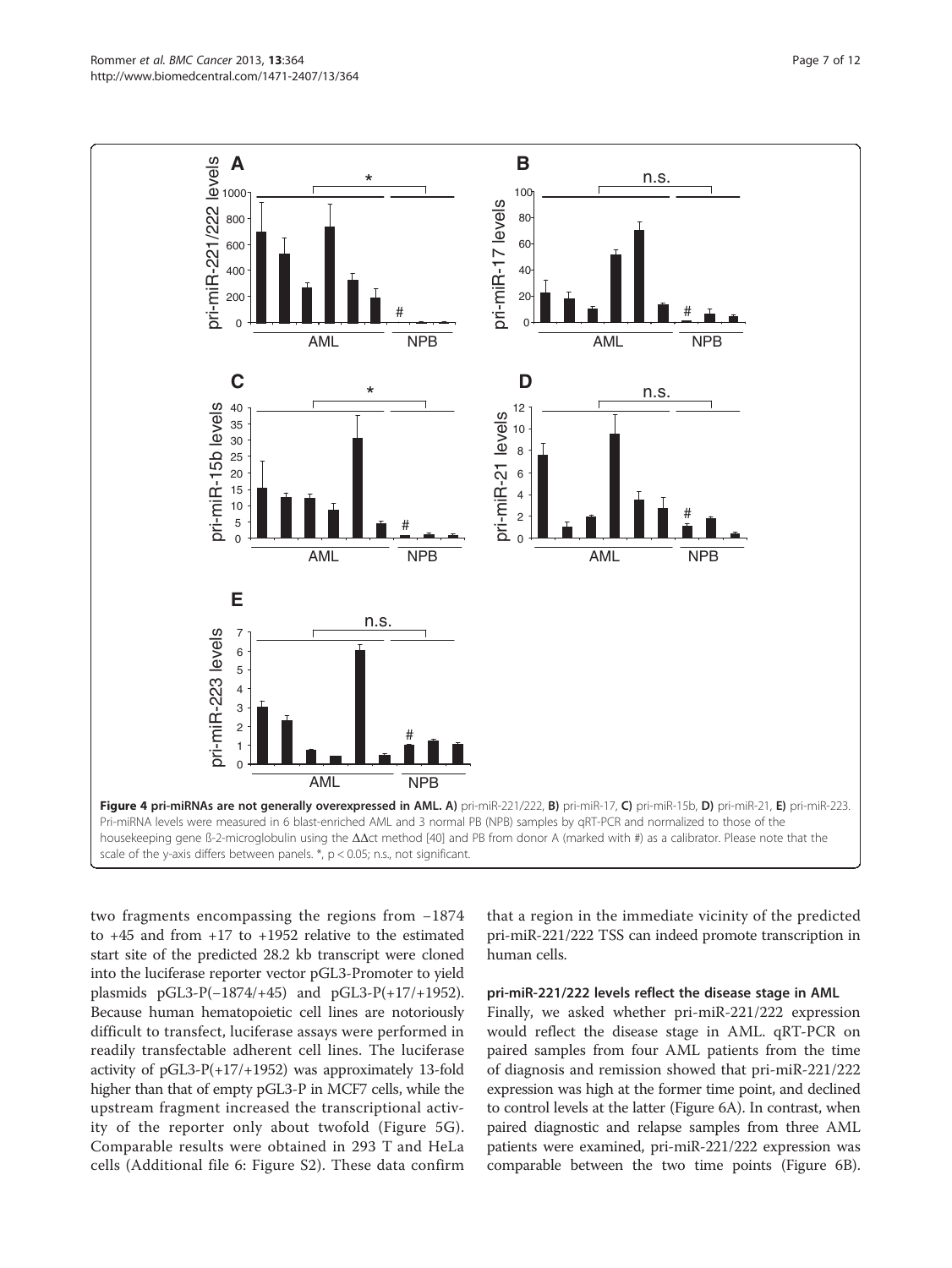**Figure 4 pri-miRNAs are not generally overexpressed in AML. A)** pri-miR-221/222, **B)** pri-miR-17, **C)** pri-miR-15b, **D)** pri-miR-21, **E)** pri-miR-223. Pri-miRNA levels were measured in 6 blast-enriched AML and 3 normal PB (NPB) samples by qRT-PCR and normalized to those of the housekeeping gene ß-2-microglobulin using the ΔΔct method [40] and PB from donor A (marked with #) as a calibrator. Please note that the scale of the y-axis differs between panels. *, $p < 0.05$; n.s., not significant.

two fragments encompassing the regions from −1874 to +45 and from +17 to +1952 relative to the estimated start site of the predicted 28.2 kb transcript were cloned into the luciferase reporter vector pGL3-Promoter to yield plasmids pGL3-P(−1874/+45) and pGL3-P(+17/+1952). Because human hematopoietic cell lines are notoriously difficult to transfect, luciferase assays were performed in readily transfectable adherent cell lines. The luciferase activity of pGL3-P(+17/+1952) was approximately 13-fold higher than that of empty pGL3-P in MCF7 cells, while the upstream fragment increased the transcriptional activity of the reporter only about twofold (Figure 5G). Comparable results were obtained in 293 T and HeLa cells (Additional file 6: Figure S2). These data confirm that a region in the immediate vicinity of the predicted pri-miR-221/222 TSS can indeed promote transcription in human cells.

### pri-miR-221/222 levels reflect the disease stage in AML

Finally, we asked whether pri-miR-221/222 expression would reflect the disease stage in AML. qRT-PCR on paired samples from four AML patients from the time of diagnosis and remission showed that pri-miR-221/222 expression was high at the former time point, and declined to control levels at the latter (Figure 6A). In contrast, when paired diagnostic and relapse samples from three AML patients were examined, pri-miR-221/222 expression was comparable between the two time points (Figure 6B).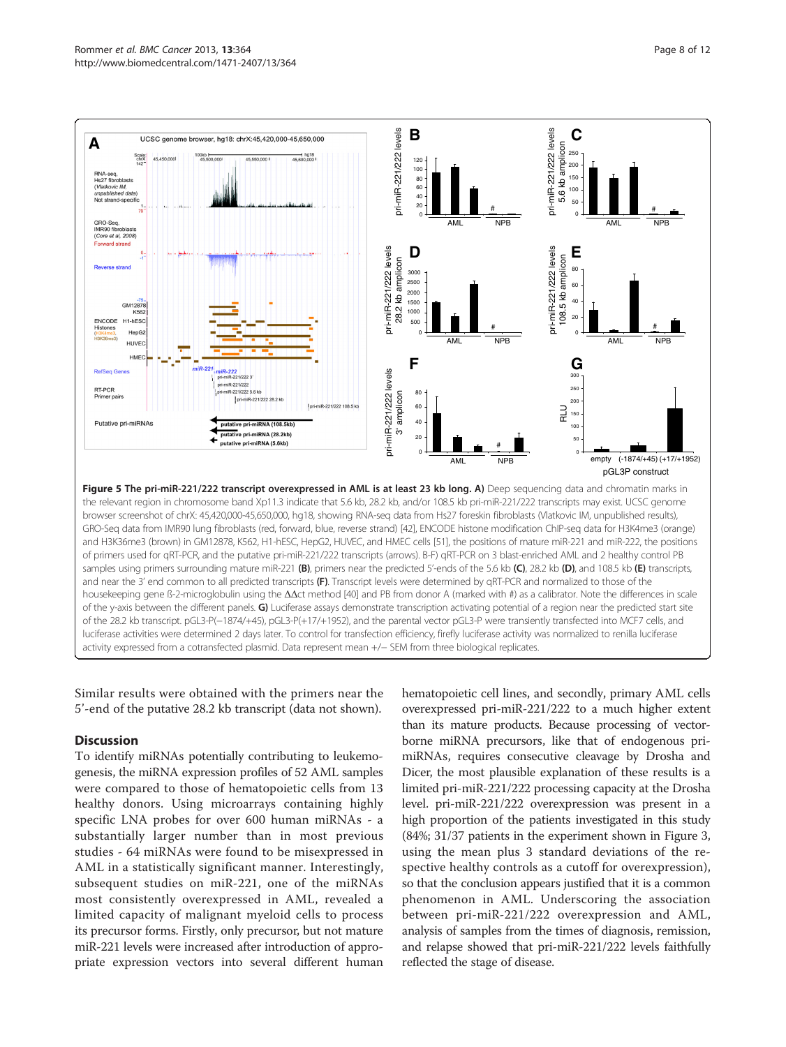**Figure 5 The pri-miR-221/222 transcript overexpressed in AML is at least 23 kb long. A)** Deep sequencing data and chromatin marks in the relevant region in chromosome band Xp11.3 indicate that 5.6 kb, 28.2 kb, and/or 108.5 kb pri-miR-221/222 transcripts may exist. UCSC genome browser screenshot of chrX: 45,420,000-45,650,000, hg18, showing RNA-seq data from Hs27 foreskin fibroblasts (Vlatkovic IM, unpublished results), GRO-Seq data from IMR90 lung fibroblasts (red, forward, blue, reverse strand) [42], ENCODE histone modification ChIP-seq data for H3K4me3 (orange) and H3K36me3 (brown) in GM12878, K562, H1-hESC, HepG2, HUVEC, and HMEC cells [51], the positions of mature miR-221 and miR-222, the positions of primers used for qRT-PCR, and the putative pri-miR-221/222 transcripts (arrows). B-F) qRT-PCR on 3 blast-enriched AML and 2 healthy control PB samples using primers surrounding mature miR-221 **(B)**, primers near the predicted 5'-ends of the 5.6 kb **(C)**, 28.2 kb **(D)**, and 108.5 kb **(E)** transcripts, and near the 3' end common to all predicted transcripts **(F)**. Transcript levels were determined by qRT-PCR and normalized to those of the housekeeping gene ß-2-microglobulin using the ΔΔct method [40] and PB from donor A (marked with #) as a calibrator. Note the differences in scale of the y-axis between the different panels. **G)** Luciferase assays demonstrate transcription activating potential of a region near the predicted start site of the 28.2 kb transcript. pGL3-P(−1874/+45), pGL3-P(+17/+1952), and the parental vector pGL3-P were transiently transfected into MCF7 cells, and luciferase activities were determined 2 days later. To control for transfection efficiency, firefly luciferase activity was normalized to renilla luciferase activity expressed from a cotransfected plasmid. Data represent mean +/− SEM from three biological replicates.

Similar results were obtained with the primers near the 5'-end of the putative 28.2 kb transcript (data not shown).

## Discussion

To identify miRNAs potentially contributing to leukemogenesis, the miRNA expression profiles of 52 AML samples were compared to those of hematopoietic cells from 13 healthy donors. Using microarrays containing highly specific LNA probes for over 600 human miRNAs - a substantially larger number than in most previous studies - 64 miRNAs were found to be misexpressed in AML in a statistically significant manner. Interestingly, subsequent studies on miR-221, one of the miRNAs most consistently overexpressed in AML, revealed a limited capacity of malignant myeloid cells to process its precursor forms. Firstly, only precursor, but not mature miR-221 levels were increased after introduction of appropriate expression vectors into several different human hematopoietic cell lines, and secondly, primary AML cells overexpressed pri-miR-221/222 to a much higher extent than its mature products. Because processing of vector-borne miRNA precursors, like that of endogenous pri-miRNAs, requires consecutive cleavage by Drosha and Dicer, the most plausible explanation of these results is a limited pri-miR-221/222 processing capacity at the Drosha level. pri-miR-221/222 overexpression was present in a high proportion of the patients investigated in this study (84%; 31/37 patients in the experiment shown in Figure 3, using the mean plus 3 standard deviations of the respective healthy controls as a cutoff for overexpression), so that the conclusion appears justified that it is a common phenomenon in AML. Underscoring the association between pri-miR-221/222 overexpression and AML, analysis of samples from the times of diagnosis, remission, and relapse showed that pri-miR-221/222 levels faithfully reflected the stage of disease.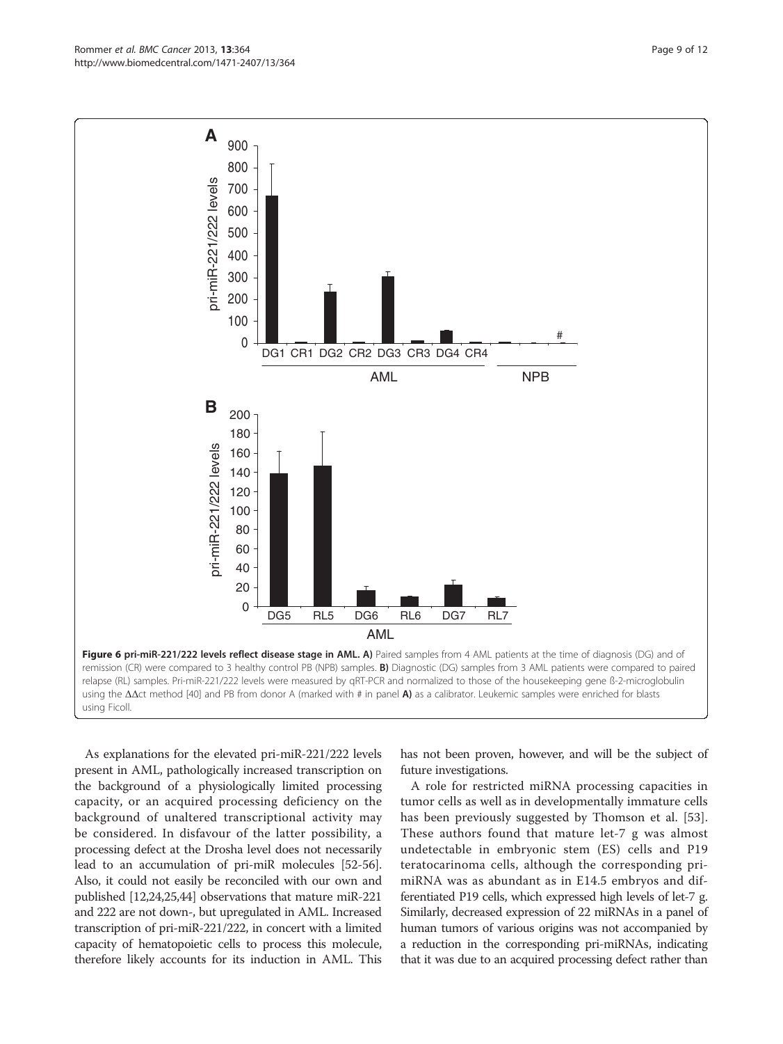**Figure 6 pri-miR-221/222 levels reflect disease stage in AML. A)** Paired samples from 4 AML patients at the time of diagnosis (DG) and of remission (CR) were compared to 3 healthy control PB (NPB) samples. **B)** Diagnostic (DG) samples from 3 AML patients were compared to paired relapse (RL) samples. Pri-miR-221/222 levels were measured by qRT-PCR and normalized to those of the housekeeping gene ß-2-microglobulin using the ΔΔct method [40] and PB from donor A (marked with # in panel **A)** as a calibrator. Leukemic samples were enriched for blasts using Ficoll.

As explanations for the elevated pri-miR-221/222 levels present in AML, pathologically increased transcription on the background of a physiologically limited processing capacity, or an acquired processing deficiency on the background of unaltered transcriptional activity may be considered. In disfavour of the latter possibility, a processing defect at the Drosha level does not necessarily lead to an accumulation of pri-miR molecules [52-56]. Also, it could not easily be reconciled with our own and published [12,24,25,44] observations that mature miR-221 and 222 are not down-, but upregulated in AML. Increased transcription of pri-miR-221/222, in concert with a limited capacity of hematopoietic cells to process this molecule, therefore likely accounts for its induction in AML. This has not been proven, however, and will be the subject of future investigations.

A role for restricted miRNA processing capacities in tumor cells as well as in developmentally immature cells has been previously suggested by Thomson et al. [53]. These authors found that mature let-7 g was almost undetectable in embryonic stem (ES) cells and P19 teratocarinoma cells, although the corresponding pri-miRNA was as abundant as in E14.5 embryos and differentiated P19 cells, which expressed high levels of let-7 g. Similarly, decreased expression of 22 miRNAs in a panel of human tumors of various origins was not accompanied by a reduction in the corresponding pri-miRNAs, indicating that it was due to an acquired processing defect rather than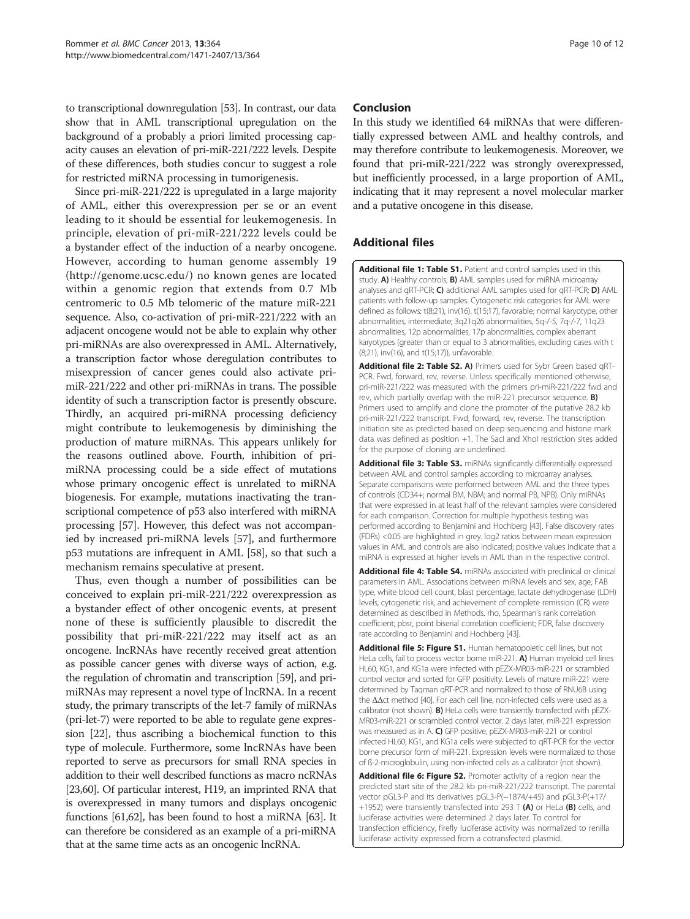to transcriptional downregulation [53]. In contrast, our data show that in AML transcriptional upregulation on the background of a probably a priori limited processing capacity causes an elevation of pri-miR-221/222 levels. Despite of these differences, both studies concur to suggest a role for restricted miRNA processing in tumorigenesis.

Since pri-miR-221/222 is upregulated in a large majority of AML, either this overexpression per se or an event leading to it should be essential for leukemogenesis. In principle, elevation of pri-miR-221/222 levels could be a bystander effect of the induction of a nearby oncogene. However, according to human genome assembly 19 (http://genome.ucsc.edu/) no known genes are located within a genomic region that extends from 0.7 Mb centromeric to 0.5 Mb telomeric of the mature miR-221 sequence. Also, co-activation of pri-miR-221/222 with an adjacent oncogene would not be able to explain why other pri-miRNAs are also overexpressed in AML. Alternatively, a transcription factor whose deregulation contributes to misexpression of cancer genes could also activate pri-miR-221/222 and other pri-miRNAs in trans. The possible identity of such a transcription factor is presently obscure. Thirdly, an acquired pri-miRNA processing deficiency might contribute to leukemogenesis by diminishing the production of mature miRNAs. This appears unlikely for the reasons outlined above. Fourth, inhibition of pri-miRNA processing could be a side effect of mutations whose primary oncogenic effect is unrelated to miRNA biogenesis. For example, mutations inactivating the transcriptional competence of p53 also interfered with miRNA processing [57]. However, this defect was not accompanied by increased pri-miRNA levels [57], and furthermore p53 mutations are infrequent in AML [58], so that such a mechanism remains speculative at present.

Thus, even though a number of possibilities can be conceived to explain pri-miR-221/222 overexpression as a bystander effect of other oncogenic events, at present none of these is sufficiently plausible to discredit the possibility that pri-miR-221/222 may itself act as an oncogene. lncRNAs have recently received great attention as possible cancer genes with diverse ways of action, e.g. the regulation of chromatin and transcription [59], and pri-miRNAs may represent a novel type of lncRNA. In a recent study, the primary transcripts of the let-7 family of miRNAs (pri-let-7) were reported to be able to regulate gene expression [22], thus ascribing a biochemical function to this type of molecule. Furthermore, some lncRNAs have been reported to serve as precursors for small RNA species in addition to their well described functions as macro ncRNAs [23,60]. Of particular interest, H19, an imprinted RNA that is overexpressed in many tumors and displays oncogenic functions [61,62], has been found to host a miRNA [63]. It can therefore be considered as an example of a pri-miRNA that at the same time acts as an oncogenic lncRNA.

## Conclusion

In this study we identified 64 miRNAs that were differentially expressed between AML and healthy controls, and may therefore contribute to leukemogenesis. Moreover, we found that pri-miR-221/222 was strongly overexpressed, but inefficiently processed, in a large proportion of AML, indicating that it may represent a novel molecular marker and a putative oncogene in this disease.

## Additional files

**Additional file 1: Table S1.** Patient and control samples used in this study. **A)** Healthy controls; **B)** AML samples used for miRNA microarray analyses and qRT-PCR; **C)** additional AML samples used for qRT-PCR; **D)** AML patients with follow-up samples. Cytogenetic risk categories for AML were defined as follows: t(8;21), inv(16), t(15;17), favorable; normal karyotype, other abnormalities, intermediate; 3q21q26 abnormalities, 5q-/-5, 7q-/-7, 11q23 abnormalities, 12p abnormalities, 17p abnormalities, complex aberrant karyotypes (greater than or equal to 3 abnormalities, excluding cases with t(8;21), inv(16), and t(15;17)), unfavorable.

**Additional file 2: Table S2. A)** Primers used for Sybr Green based qRT-PCR. Fwd, forward, rev, reverse. Unless specifically mentioned otherwise, pri-miR-221/222 was measured with the primers pri-miR-221/222 fwd and rev, which partially overlap with the miR-221 precursor sequence. **B)** Primers used to amplify and clone the promoter of the putative 28.2 kb pri-miR-221/222 transcript. Fwd, forward, rev, reverse. The transcription initiation site as predicted based on deep sequencing and histone mark data was defined as position +1. The SacI and XhoI restriction sites added for the purpose of cloning are underlined.

**Additional file 3: Table S3.** miRNAs significantly differentially expressed between AML and control samples according to microarray analyses. Separate comparisons were performed between AML and the three types of controls (CD34+; normal BM, NBM; and normal PB, NPB). Only miRNAs that were expressed in at least half of the relevant samples were considered for each comparison. Correction for multiple hypothesis testing was performed according to Benjamini and Hochberg [43]. False discovery rates (FDRs) <0.05 are highlighted in grey. log2 ratios between mean expression values in AML and controls are also indicated; positive values indicate that a miRNA is expressed at higher levels in AML than in the respective control.

**Additional file 4: Table S4.** miRNAs associated with preclinical or clinical parameters in AML. Associations between miRNA levels and sex, age, FAB type, white blood cell count, blast percentage, lactate dehydrogenase (LDH) levels, cytogenetic risk, and achievement of complete remission (CR) were determined as described in Methods. rho, Spearman's rank correlation coefficient; pbsr, point biserial correlation coefficient; FDR, false discovery rate according to Benjamini and Hochberg [43].

**Additional file 5: Figure S1.** Human hematopoietic cell lines, but not HeLa cells, fail to process vector borne miR-221. **A)** Human myeloid cell lines HL60, KG1, and KG1a were infected with pEZX-MR03-miR-221 or scrambled control vector and sorted for GFP positivity. Levels of mature miR-221 were determined by Taqman qRT-PCR and normalized to those of RNU6B using the ΔΔct method [40]. For each cell line, non-infected cells were used as a calibrator (not shown). **B)** HeLa cells were transiently transfected with pEZX-MR03-miR-221 or scrambled control vector. 2 days later, miR-221 expression was measured as in A. **C)** GFP positive, pEZX-MR03-miR-221 or control infected HL60, KG1, and KG1a cells were subjected to qRT-PCR for the vector borne precursor form of miR-221. Expression levels were normalized to those of ß-2-microglobulin, using non-infected cells as a calibrator (not shown).

**Additional file 6: Figure S2.** Promoter activity of a region near the predicted start site of the 28.2 kb pri-miR-221/222 transcript. The parental vector pGL3-P and its derivatives pGL3-P(−1874/+45) and pGL3-P(+17/+1952) were transiently transfected into 293 T **(A)** or HeLa **(B)** cells, and luciferase activities were determined 2 days later. To control for transfection efficiency, firefly luciferase activity was normalized to renilla luciferase activity expressed from a cotransfected plasmid.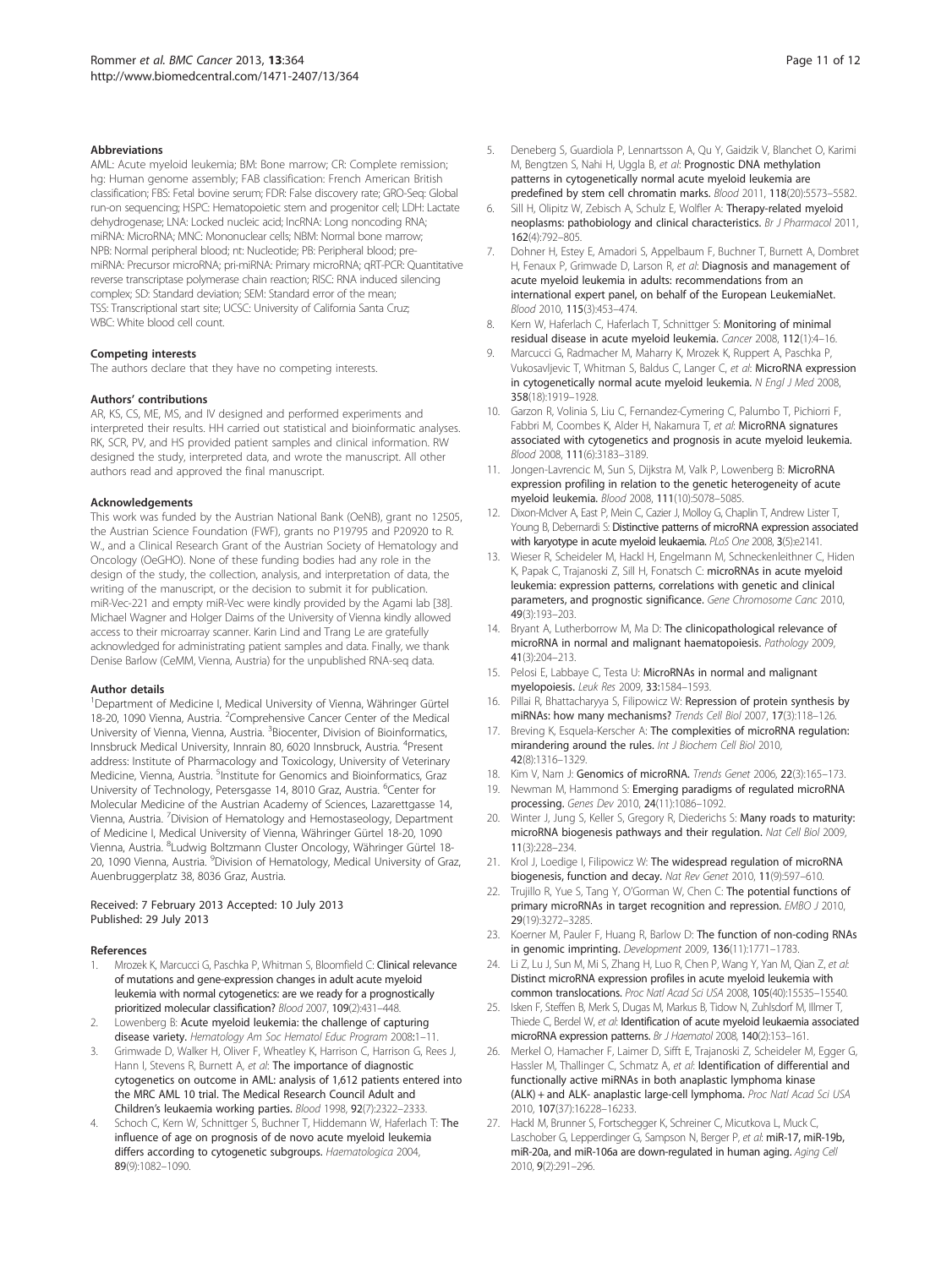### Abbreviations

AML: Acute myeloid leukemia; BM: Bone marrow; CR: Complete remission; hg: Human genome assembly; FAB classification: French American British classification; FBS: Fetal bovine serum; FDR: False discovery rate; GRO-Seq: Global run-on sequencing; HSPC: Hematopoietic stem and progenitor cell; LDH: Lactate dehydrogenase; LNA: Locked nucleic acid; lncRNA: Long noncoding RNA; miRNA: MicroRNA; MNC: Mononuclear cells; NBM: Normal bone marrow; NPB: Normal peripheral blood; nt: Nucleotide; PB: Peripheral blood; pre-miRNA: Precursor microRNA; pri-miRNA: Primary microRNA; qRT-PCR: Quantitative reverse transcriptase polymerase chain reaction; RISC: RNA induced silencing complex; SD: Standard deviation; SEM: Standard error of the mean; TSS: Transcriptional start site; UCSC: University of California Santa Cruz; WBC: White blood cell count.

### Competing interests

The authors declare that they have no competing interests.

### Authors' contributions

AR, KS, CS, ME, MS, and IV designed and performed experiments and interpreted their results. HH carried out statistical and bioinformatic analyses. RK, SCR, PV, and HS provided patient samples and clinical information. RW designed the study, interpreted data, and wrote the manuscript. All other authors read and approved the final manuscript.

### Acknowledgements

This work was funded by the Austrian National Bank (OeNB), grant no 12505, the Austrian Science Foundation (FWF), grants no P19795 and P20920 to R. W., and a Clinical Research Grant of the Austrian Society of Hematology and Oncology (OeGHO). None of these funding bodies had any role in the design of the study, the collection, analysis, and interpretation of data, the writing of the manuscript, or the decision to submit it for publication. miR-Vec-221 and empty miR-Vec were kindly provided by the Agami lab [38]. Michael Wagner and Holger Daims of the University of Vienna kindly allowed access to their microarray scanner. Karin Lind and Trang Le are gratefully acknowledged for administrating patient samples and data. Finally, we thank Denise Barlow (CeMM, Vienna, Austria) for the unpublished RNA-seq data.

### Author details

[1]Department of Medicine I, Medical University of Vienna, Währinger Gürtel 18-20, 1090 Vienna, Austria. [2]Comprehensive Cancer Center of the Medical University of Vienna, Vienna, Austria. [3]Biocenter, Division of Bioinformatics, Innsbruck Medical University, Innrain 80, 6020 Innsbruck, Austria. [4]Present address: Institute of Pharmacology and Toxicology, University of Veterinary Medicine, Vienna, Austria. [5]Institute for Genomics and Bioinformatics, Graz University of Technology, Petersgasse 14, 8010 Graz, Austria. [6]Center for Molecular Medicine of the Austrian Academy of Sciences, Lazarettgasse 14, Vienna, Austria. [7]Division of Hematology and Hemostaseology, Department of Medicine I, Medical University of Vienna, Währinger Gürtel 18-20, 1090 Vienna, Austria. [8]Ludwig Boltzmann Cluster Oncology, Währinger Gürtel 18-20, 1090 Vienna, Austria. [9]Division of Hematology, Medical University of Graz, Auenbruggerplatz 38, 8036 Graz, Austria.

Received: 7 February 2013 Accepted: 10 July 2013
Published: 29 July 2013

### References

1. Mrozek K, Marcucci G, Paschka P, Whitman S, Bloomfield C: **Clinical relevance of mutations and gene-expression changes in adult acute myeloid leukemia with normal cytogenetics: are we ready for a prognostically prioritized molecular classification?** *Blood* 2007, **109**(2):431–448.
2. Lowenberg B: **Acute myeloid leukemia: the challenge of capturing disease variety.** *Hematology Am Soc Hematol Educ Program* 2008:1–11.
3. Grimwade D, Walker H, Oliver F, Wheatley K, Harrison C, Harrison G, Rees J, Hann I, Stevens R, Burnett A, *et al*: **The importance of diagnostic cytogenetics on outcome in AML: analysis of 1,612 patients entered into the MRC AML 10 trial. The Medical Research Council Adult and Children's leukaemia working parties.** *Blood* 1998, **92**(7):2322–2333.
4. Schoch C, Kern W, Schnittger S, Buchner T, Hiddemann W, Haferlach T: **The influence of age on prognosis of de novo acute myeloid leukemia differs according to cytogenetic subgroups.** *Haematologica* 2004, **89**(9):1082–1090.
5. Deneberg S, Guardiola P, Lennartsson A, Qu Y, Gaidzik V, Blanchet O, Karimi M, Bengtzen S, Nahi H, Uggla B, *et al*: **Prognostic DNA methylation patterns in cytogenetically normal acute myeloid leukemia are predefined by stem cell chromatin marks.** *Blood* 2011, **118**(20):5573–5582.
6. Sill H, Olipitz W, Zebisch A, Schulz E, Wolfler A: **Therapy-related myeloid neoplasms: pathobiology and clinical characteristics.** *Br J Pharmacol* 2011, **162**(4):792–805.
7. Dohner H, Estey E, Amadori S, Appelbaum F, Buchner T, Burnett A, Dombret H, Fenaux P, Grimwade D, Larson R, *et al*: **Diagnosis and management of acute myeloid leukemia in adults: recommendations from an international expert panel, on behalf of the European LeukemiaNet.** *Blood* 2010, **115**(3):453–474.
8. Kern W, Haferlach C, Haferlach T, Schnittger S: **Monitoring of minimal residual disease in acute myeloid leukemia.** *Cancer* 2008, **112**(1):4–16.
9. Marcucci G, Radmacher M, Maharry K, Mrozek K, Ruppert A, Paschka P, Vukosavljevic T, Whitman S, Baldus C, Langer C, *et al*: **MicroRNA expression in cytogenetically normal acute myeloid leukemia.** *N Engl J Med* 2008, **358**(18):1919–1928.
10. Garzon R, Volinia S, Liu C, Fernandez-Cymering C, Palumbo T, Pichiorri F, Fabbri M, Coombes K, Alder H, Nakamura T, *et al*: **MicroRNA signatures associated with cytogenetics and prognosis in acute myeloid leukemia.** *Blood* 2008, **111**(6):3183–3189.
11. Jongen-Lavrencic M, Sun S, Dijkstra M, Valk P, Lowenberg B: **MicroRNA expression profiling in relation to the genetic heterogeneity of acute myeloid leukemia.** *Blood* 2008, **111**(10):5078–5085.
12. Dixon-McIver A, East P, Mein C, Cazier J, Molloy G, Chaplin T, Andrew Lister T, Young B, Debernardi S: **Distinctive patterns of microRNA expression associated with karyotype in acute myeloid leukaemia.** *PLoS One* 2008, **3**(5):e2141.
13. Wieser R, Scheideler M, Hackl H, Engelmann M, Schneckenleithner C, Hiden K, Papak C, Trajanoski Z, Sill H, Fonatsch C: **microRNAs in acute myeloid leukemia: expression patterns, correlations with genetic and clinical parameters, and prognostic significance.** *Gene Chromosome Canc* 2010, **49**(3):193–203.
14. Bryant A, Lutherborrow M, Ma D: **The clinicopathological relevance of microRNA in normal and malignant haematopoiesis.** *Pathology* 2009, **41**(3):204–213.
15. Pelosi E, Labbaye C, Testa U: **MicroRNAs in normal and malignant myelopoiesis.** *Leuk Res* 2009, **33**:1584–1593.
16. Pillai R, Bhattacharyya S, Filipowicz W: **Repression of protein synthesis by miRNAs: how many mechanisms?** *Trends Cell Biol* 2007, **17**(3):118–126.
17. Breving K, Esquela-Kerscher A: **The complexities of microRNA regulation: mirandering around the rules.** *Int J Biochem Cell Biol* 2010, **42**(8):1316–1329.
18. Kim V, Nam J: **Genomics of microRNA.** *Trends Genet* 2006, **22**(3):165–173.
19. Newman M, Hammond S: **Emerging paradigms of regulated microRNA processing.** *Genes Dev* 2010, **24**(11):1086–1092.
20. Winter J, Jung S, Keller S, Gregory R, Diederichs S: **Many roads to maturity: microRNA biogenesis pathways and their regulation.** *Nat Cell Biol* 2009, **11**(3):228–234.
21. Krol J, Loedige I, Filipowicz W: **The widespread regulation of microRNA biogenesis, function and decay.** *Nat Rev Genet* 2010, **11**(9):597–610.
22. Trujillo R, Yue S, Tang Y, O'Gorman W, Chen C: **The potential functions of primary microRNAs in target recognition and repression.** *EMBO J* 2010, **29**(19):3272–3285.
23. Koerner M, Pauler F, Huang R, Barlow D: **The function of non-coding RNAs in genomic imprinting.** *Development* 2009, **136**(11):1771–1783.
24. Li Z, Lu J, Sun M, Mi S, Zhang H, Luo R, Chen P, Wang Y, Yan M, Qian Z, *et al*: **Distinct microRNA expression profiles in acute myeloid leukemia with common translocations.** *Proc Natl Acad Sci USA* 2008, **105**(40):15535–15540.
25. Isken F, Steffen B, Merk S, Dugas M, Markus B, Tidow N, Zuhlsdorf M, Illmer T, Thiede C, Berdel W, *et al*: **Identification of acute myeloid leukaemia associated microRNA expression patterns.** *Br J Haematol* 2008, **140**(2):153–161.
26. Merkel O, Hamacher F, Laimer D, Sifft E, Trajanoski Z, Scheideler M, Egger G, Hassler M, Thallinger C, Schmatz A, *et al*: **Identification of differential and functionally active miRNAs in both anaplastic lymphoma kinase (ALK) + and ALK- anaplastic large-cell lymphoma.** *Proc Natl Acad Sci USA* 2010, **107**(37):16228–16233.
27. Hackl M, Brunner S, Fortschegger K, Schreiner C, Micutkova L, Muck C, Laschober G, Lepperdinger G, Sampson N, Berger P, *et al*: **miR-17, miR-19b, miR-20a, and miR-106a are down-regulated in human aging.** *Aging Cell* 2010, **9**(2):291–296.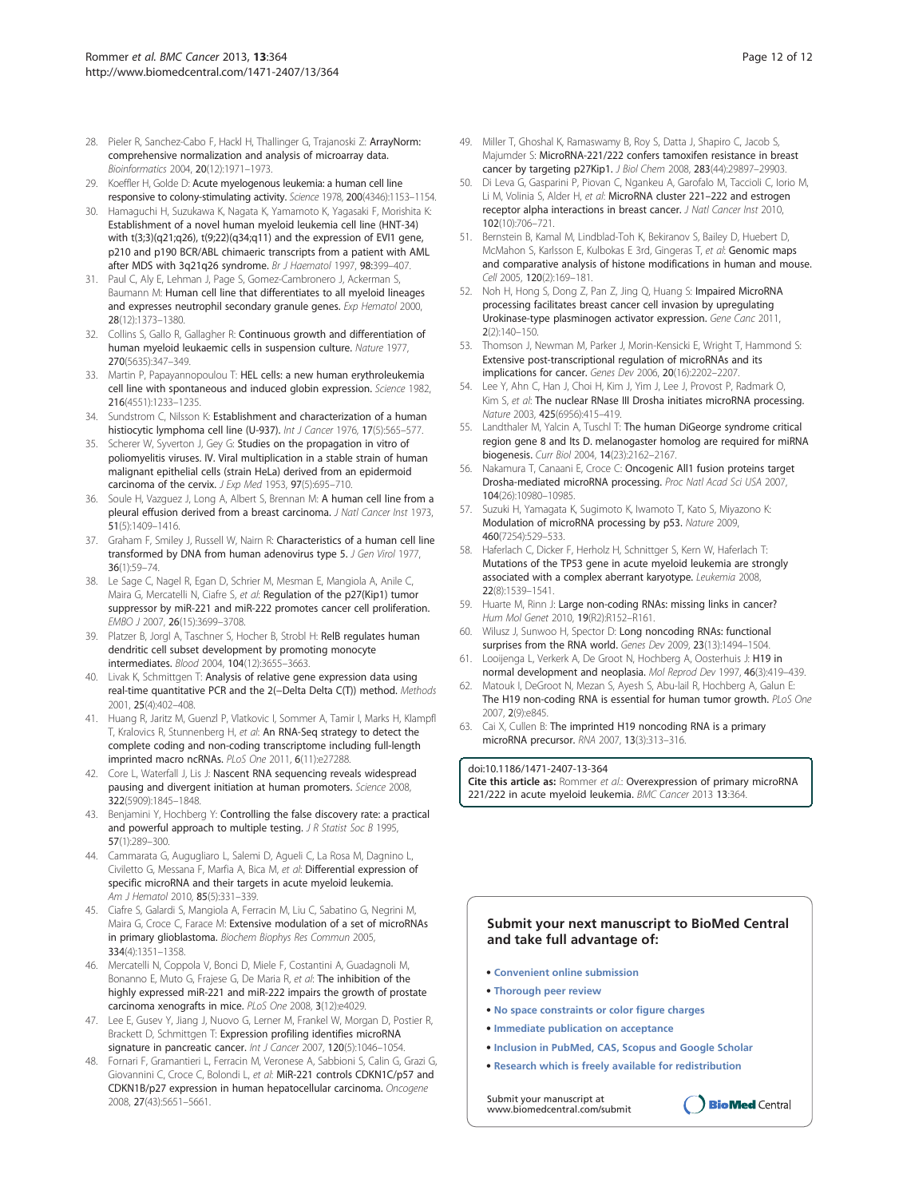28. Pieler R, Sanchez-Cabo F, Hackl H, Thallinger G, Trajanoski Z: **ArrayNorm: comprehensive normalization and analysis of microarray data.** *Bioinformatics* 2004, **20**(12):1971–1973.
29. Koeffler H, Golde D: **Acute myelogenous leukemia: a human cell line responsive to colony-stimulating activity.** *Science* 1978, **200**(4346):1153–1154.
30. Hamaguchi H, Suzukawa K, Nagata K, Yamamoto K, Yagasaki F, Morishita K: **Establishment of a novel human myeloid leukemia cell line (HNT-34) with t(3;3)(q21;q26), t(9;22)(q34;q11) and the expression of EVI1 gene, p210 and p190 BCR/ABL chimaeric transcripts from a patient with AML after MDS with 3q21q26 syndrome.** *Br J Haematol* 1997, **98:**399–407.
31. Paul C, Aly E, Lehman J, Page S, Gomez-Cambronero J, Ackerman S, Baumann M: **Human cell line that differentiates to all myeloid lineages and expresses neutrophil secondary granule genes.** *Exp Hematol* 2000, **28**(12):1373–1380.
32. Collins S, Gallo R, Gallagher R: **Continuous growth and differentiation of human myeloid leukaemic cells in suspension culture.** *Nature* 1977, **270**(5635):347–349.
33. Martin P, Papayannopoulou T: **HEL cells: a new human erythroleukemia cell line with spontaneous and induced globin expression.** *Science* 1982, **216**(4551):1233–1235.
34. Sundstrom C, Nilsson K: **Establishment and characterization of a human histiocytic lymphoma cell line (U-937).** *Int J Cancer* 1976, **17**(5):565–577.
35. Scherer W, Syverton J, Gey G: **Studies on the propagation in vitro of poliomyelitis viruses. IV. Viral multiplication in a stable strain of human malignant epithelial cells (strain HeLa) derived from an epidermoid carcinoma of the cervix.** *J Exp Med* 1953, **97**(5):695–710.
36. Soule H, Vazquez J, Long A, Albert S, Brennan M: **A human cell line from a pleural effusion derived from a breast carcinoma.** *J Natl Cancer Inst* 1973, **51**(5):1409–1416.
37. Graham F, Smiley J, Russell W, Nairn R: **Characteristics of a human cell line transformed by DNA from human adenovirus type 5.** *J Gen Virol* 1977, **36**(1):59–74.
38. Le Sage C, Nagel R, Egan D, Schrier M, Mesman E, Mangiola A, Anile C, Maira G, Mercatelli N, Ciafre S, *et al*: **Regulation of the p27(Kip1) tumor suppressor by miR-221 and miR-222 promotes cancer cell proliferation.** *EMBO J* 2007, **26**(15):3699–3708.
39. Platzer B, Jorgl A, Taschner S, Hocher B, Strobl H: **RelB regulates human dendritic cell subset development by promoting monocyte intermediates.** *Blood* 2004, **104**(12):3655–3663.
40. Livak K, Schmittgen T: **Analysis of relative gene expression data using real-time quantitative PCR and the 2(−Delta Delta C(T)) method.** *Methods* 2001, **25**(4):402–408.
41. Huang R, Jaritz M, Guenzl P, Vlatkovic I, Sommer A, Tamir I, Marks H, Klampfl T, Kralovics R, Stunnenberg H, *et al*: **An RNA-Seq strategy to detect the complete coding and non-coding transcriptome including full-length imprinted macro ncRNAs.** *PLoS One* 2011, **6**(11):e27288.
42. Core L, Waterfall J, Lis J: **Nascent RNA sequencing reveals widespread pausing and divergent initiation at human promoters.** *Science* 2008, **322**(5909):1845–1848.
43. Benjamini Y, Hochberg Y: **Controlling the false discovery rate: a practical and powerful approach to multiple testing.** *J R Statist Soc B* 1995, **57**(1):289–300.
44. Cammarata G, Augugliaro L, Salemi D, Agueli C, La Rosa M, Dagnino L, Civiletto G, Messana F, Marfia A, Bica M, *et al*: **Differential expression of specific microRNA and their targets in acute myeloid leukemia.** *Am J Hematol* 2010, **85**(5):331–339.
45. Ciafre S, Galardi S, Mangiola A, Ferracin M, Liu C, Sabatino G, Negrini M, Maira G, Croce C, Farace M: **Extensive modulation of a set of microRNAs in primary glioblastoma.** *Biochem Biophys Res Commun* 2005, **334**(4):1351–1358.
46. Mercatelli N, Coppola V, Bonci D, Miele F, Costantini A, Guadagnoli M, Bonanno E, Muto G, Frajese G, De Maria R, *et al*: **The inhibition of the highly expressed miR-221 and miR-222 impairs the growth of prostate carcinoma xenografts in mice.** *PLoS One* 2008, **3**(12):e4029.
47. Lee E, Gusev Y, Jiang J, Nuovo G, Lerner M, Frankel W, Morgan D, Postier R, Brackett D, Schmittgen T: **Expression profiling identifies microRNA signature in pancreatic cancer.** *Int J Cancer* 2007, **120**(5):1046–1054.
48. Fornari F, Gramantieri L, Ferracin M, Veronese A, Sabbioni S, Calin G, Grazi G, Giovannini C, Croce C, Bolondi L, *et al*: **MiR-221 controls CDKN1C/p57 and CDKN1B/p27 expression in human hepatocellular carcinoma.** *Oncogene* 2008, **27**(43):5651–5661.
49. Miller T, Ghoshal K, Ramaswamy B, Roy S, Datta J, Shapiro C, Jacob S, Majumder S: **MicroRNA-221/222 confers tamoxifen resistance in breast cancer by targeting p27Kip1.** *J Biol Chem* 2008, **283**(44):29897–29903.
50. Di Leva G, Gasparini P, Piovan C, Ngankeu A, Garofalo M, Taccioli C, Iorio M, Li M, Volinia S, Alder H, *et al*: **MicroRNA cluster 221–222 and estrogen receptor alpha interactions in breast cancer.** *J Natl Cancer Inst* 2010, **102**(10):706–721.
51. Bernstein B, Kamal M, Lindblad-Toh K, Bekiranov S, Bailey D, Huebert D, McMahon S, Karlsson E, Kulbokas E 3rd, Gingeras T, *et al*: **Genomic maps and comparative analysis of histone modifications in human and mouse.** *Cell* 2005, **120**(2):169–181.
52. Noh H, Hong S, Dong Z, Pan Z, Jing Q, Huang S: **Impaired MicroRNA processing facilitates breast cancer cell invasion by upregulating Urokinase-type plasminogen activator expression.** *Gene Canc* 2011, **2**(2):140–150.
53. Thomson J, Newman M, Parker J, Morin-Kensicki E, Wright T, Hammond S: **Extensive post-transcriptional regulation of microRNAs and its implications for cancer.** *Genes Dev* 2006, **20**(16):2202–2207.
54. Lee Y, Ahn C, Han J, Choi H, Kim J, Yim J, Lee J, Provost P, Radmark O, Kim S, *et al*: **The nuclear RNase III Drosha initiates microRNA processing.** *Nature* 2003, **425**(6956):415–419.
55. Landthaler M, Yalcin A, Tuschl T: **The human DiGeorge syndrome critical region gene 8 and Its D. melanogaster homolog are required for miRNA biogenesis.** *Curr Biol* 2004, **14**(23):2162–2167.
56. Nakamura T, Canaani E, Croce C: **Oncogenic All1 fusion proteins target Drosha-mediated microRNA processing.** *Proc Natl Acad Sci USA* 2007, **104**(26):10980–10985.
57. Suzuki H, Yamagata K, Sugimoto K, Iwamoto T, Kato S, Miyazono K: **Modulation of microRNA processing by p53.** *Nature* 2009, **460**(7254):529–533.
58. Haferlach C, Dicker F, Herholz H, Schnittger S, Kern W, Haferlach T: **Mutations of the TP53 gene in acute myeloid leukemia are strongly associated with a complex aberrant karyotype.** *Leukemia* 2008, **22**(8):1539–1541.
59. Huarte M, Rinn J: **Large non-coding RNAs: missing links in cancer?** *Hum Mol Genet* 2010, **19**(R2):R152–R161.
60. Wilusz J, Sunwoo H, Spector D: **Long noncoding RNAs: functional surprises from the RNA world.** *Genes Dev* 2009, **23**(13):1494–1504.
61. Looijenga L, Verkerk A, De Groot N, Hochberg A, Oosterhuis J: **H19 in normal development and neoplasia.** *Mol Reprod Dev* 1997, **46**(3):419–439.
62. Matouk I, DeGroot N, Mezan S, Ayesh S, Abu-lail R, Hochberg A, Galun E: **The H19 non-coding RNA is essential for human tumor growth.** *PLoS One* 2007, **2**(9):e845.
63. Cai X, Cullen B: **The imprinted H19 noncoding RNA is a primary microRNA precursor.** *RNA* 2007, **13**(3):313–316.

doi:10.1186/1471-2407-13-364
**Cite this article as:** Rommer *et al.*: Overexpression of primary microRNA 221/222 in acute myeloid leukemia. *BMC Cancer* 2013 **13**:364.

**Submit your next manuscript to BioMed Central and take full advantage of:**

- **Convenient online submission**
- **Thorough peer review**
- **No space constraints or color figure charges**
- **Immediate publication on acceptance**
- **Inclusion in PubMed, CAS, Scopus and Google Scholar**
- **Research which is freely available for redistribution**

Submit your manuscript at
www.biomedcentral.com/submit

BioMed Central